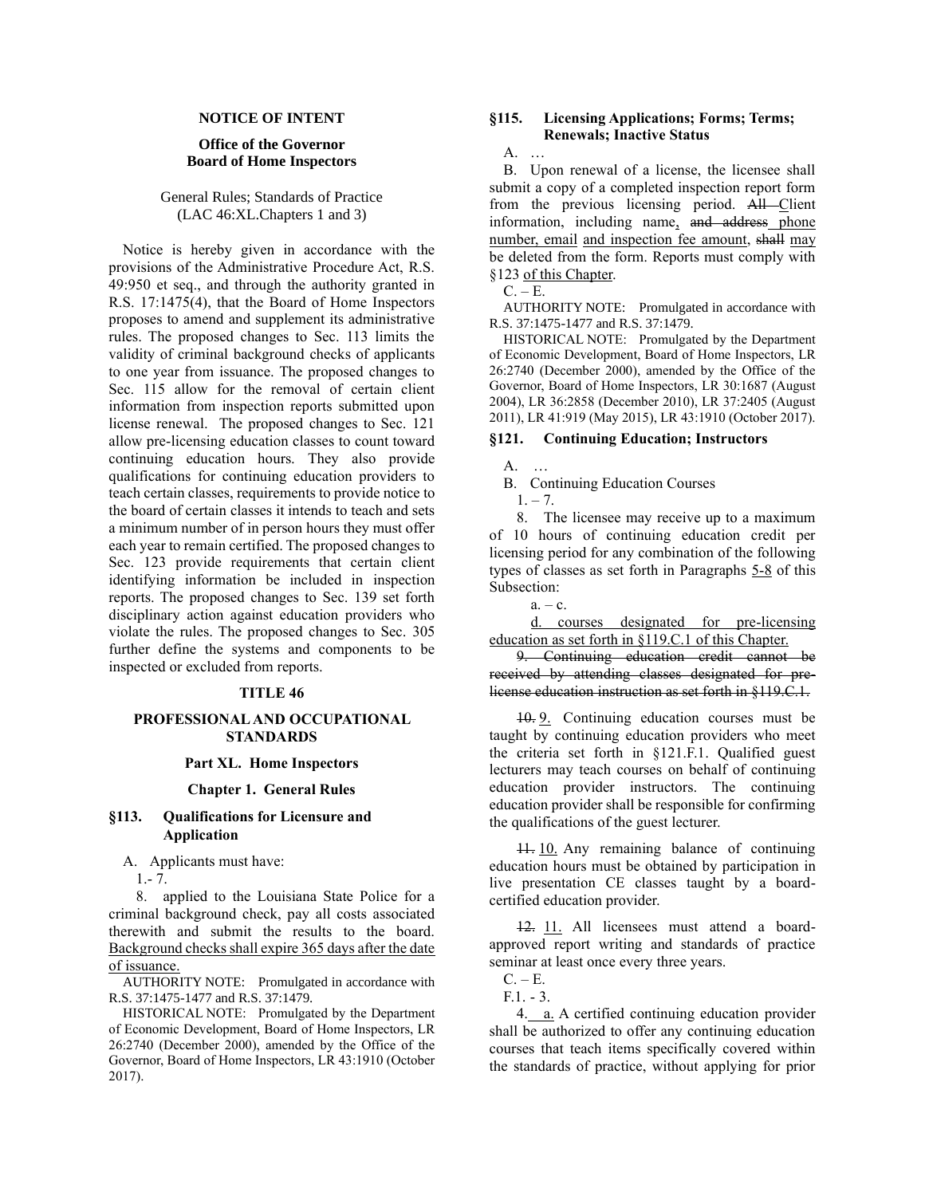**NOTICE OF INTENT**

**Office of the Governor**
**Board of Home Inspectors**

General Rules; Standards of Practice
(LAC 46:XL.Chapters 1 and 3)

Notice is hereby given in accordance with the provisions of the Administrative Procedure Act, R.S. 49:950 et seq., and through the authority granted in R.S. 17:1475(4), that the Board of Home Inspectors proposes to amend and supplement its administrative rules. The proposed changes to Sec. 113 limits the validity of criminal background checks of applicants to one year from issuance. The proposed changes to Sec. 115 allow for the removal of certain client information from inspection reports submitted upon license renewal. The proposed changes to Sec. 121 allow pre-licensing education classes to count toward continuing education hours. They also provide qualifications for continuing education providers to teach certain classes, requirements to provide notice to the board of certain classes it intends to teach and sets a minimum number of in person hours they must offer each year to remain certified. The proposed changes to Sec. 123 provide requirements that certain client identifying information be included in inspection reports. The proposed changes to Sec. 139 set forth disciplinary action against education providers who violate the rules. The proposed changes to Sec. 305 further define the systems and components to be inspected or excluded from reports.

**TITLE 46**

**PROFESSIONAL AND OCCUPATIONAL STANDARDS**

**Part XL. Home Inspectors**

**Chapter 1. General Rules**

**§113. Qualifications for Licensure and Application**

A. Applicants must have:

1.- 7. …

8. applied to the Louisiana State Police for a criminal background check, pay all costs associated therewith and submit the results to the board. <u>Background checks shall expire 365 days after the date of issuance.</u>

AUTHORITY NOTE: Promulgated in accordance with R.S. 37:1475-1477 and R.S. 37:1479.

HISTORICAL NOTE: Promulgated by the Department of Economic Development, Board of Home Inspectors, LR 26:2740 (December 2000), amended by the Office of the Governor, Board of Home Inspectors, LR 43:1910 (October 2017).

**§115. Licensing Applications; Forms; Terms; Renewals; Inactive Status**

A. …

B. Upon renewal of a license, the licensee shall submit a copy of a completed inspection report form from the previous licensing period. ~~All~~ <u>C</u>lient information, including name<u>,</u> ~~and address~~ <u>phone number, email</u> <u>and inspection fee amount</u>, ~~shall~~ <u>may</u> be deleted from the form. Reports must comply with §123 <u>of this Chapter</u>.

C. – E. …

AUTHORITY NOTE: Promulgated in accordance with R.S. 37:1475-1477 and R.S. 37:1479.

HISTORICAL NOTE: Promulgated by the Department of Economic Development, Board of Home Inspectors, LR 26:2740 (December 2000), amended by the Office of the Governor, Board of Home Inspectors, LR 30:1687 (August 2004), LR 36:2858 (December 2010), LR 37:2405 (August 2011), LR 41:919 (May 2015), LR 43:1910 (October 2017).

**§121. Continuing Education; Instructors**

A. …

B. Continuing Education Courses

1. – 7. …

8. The licensee may receive up to a maximum of 10 hours of continuing education credit per licensing period for any combination of the following types of classes as set forth in Paragraphs <u>5-8</u> of this Subsection:

a. – c. …

<u>d. courses designated for pre-licensing education as set forth in §119.C.1 of this Chapter.</u>

~~9. Continuing education credit cannot be received by attending classes designated for pre-license education instruction as set forth in §119.C.1.~~

~~10.~~ <u>9.</u> Continuing education courses must be taught by continuing education providers who meet the criteria set forth in §121.F.1. Qualified guest lecturers may teach courses on behalf of continuing education provider instructors. The continuing education provider shall be responsible for confirming the qualifications of the guest lecturer.

~~11.~~ <u>10.</u> Any remaining balance of continuing education hours must be obtained by participation in live presentation CE classes taught by a board-certified education provider.

~~12.~~ <u>11.</u> All licensees must attend a board-approved report writing and standards of practice seminar at least once every three years.

C. – E. …

F.1. - 3. …

4. <u>a.</u> A certified continuing education provider shall be authorized to offer any continuing education courses that teach items specifically covered within the standards of practice, without applying for prior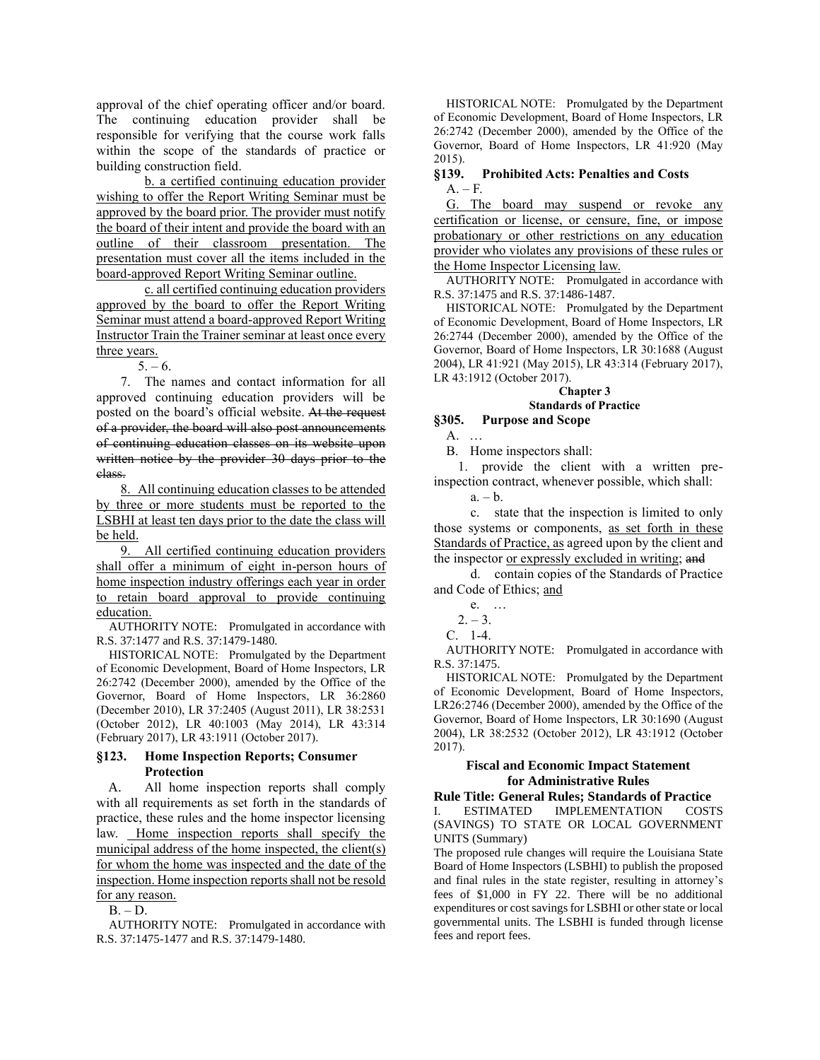approval of the chief operating officer and/or board. The continuing education provider shall be responsible for verifying that the course work falls within the scope of the standards of practice or building construction field.

b. a certified continuing education provider wishing to offer the Report Writing Seminar must be approved by the board prior. The provider must notify the board of their intent and provide the board with an outline of their classroom presentation. The presentation must cover all the items included in the board-approved Report Writing Seminar outline.

c. all certified continuing education providers approved by the board to offer the Report Writing Seminar must attend a board-approved Report Writing Instructor Train the Trainer seminar at least once every three years.

5. – 6.

7. The names and contact information for all approved continuing education providers will be posted on the board's official website. ~~At the request of a provider, the board will also post announcements of continuing education classes on its website upon written notice by the provider 30 days prior to the class.~~

8. All continuing education classes to be attended by three or more students must be reported to the LSBHI at least ten days prior to the date the class will be held.

9. All certified continuing education providers shall offer a minimum of eight in-person hours of home inspection industry offerings each year in order to retain board approval to provide continuing education.

AUTHORITY NOTE: Promulgated in accordance with R.S. 37:1477 and R.S. 37:1479-1480.

HISTORICAL NOTE: Promulgated by the Department of Economic Development, Board of Home Inspectors, LR 26:2742 (December 2000), amended by the Office of the Governor, Board of Home Inspectors, LR 36:2860 (December 2010), LR 37:2405 (August 2011), LR 38:2531 (October 2012), LR 40:1003 (May 2014), LR 43:314 (February 2017), LR 43:1911 (October 2017).

### §123. Home Inspection Reports; Consumer Protection

A. All home inspection reports shall comply with all requirements as set forth in the standards of practice, these rules and the home inspector licensing law. Home inspection reports shall specify the municipal address of the home inspected, the client(s) for whom the home was inspected and the date of the inspection. Home inspection reports shall not be resold for any reason.

B. – D.

AUTHORITY NOTE: Promulgated in accordance with R.S. 37:1475-1477 and R.S. 37:1479-1480.

HISTORICAL NOTE: Promulgated by the Department of Economic Development, Board of Home Inspectors, LR 26:2742 (December 2000), amended by the Office of the Governor, Board of Home Inspectors, LR 41:920 (May 2015).

### §139. Prohibited Acts: Penalties and Costs

A. – F.

G. The board may suspend or revoke any certification or license, or censure, fine, or impose probationary or other restrictions on any education provider who violates any provisions of these rules or the Home Inspector Licensing law.

AUTHORITY NOTE: Promulgated in accordance with R.S. 37:1475 and R.S. 37:1486-1487.

HISTORICAL NOTE: Promulgated by the Department of Economic Development, Board of Home Inspectors, LR 26:2744 (December 2000), amended by the Office of the Governor, Board of Home Inspectors, LR 30:1688 (August 2004), LR 41:921 (May 2015), LR 43:314 (February 2017), LR 43:1912 (October 2017).

## Chapter 3
## Standards of Practice

### §305. Purpose and Scope

A. …

B. Home inspectors shall:

1. provide the client with a written pre-inspection contract, whenever possible, which shall:

a. – b.

c. state that the inspection is limited to only those systems or components, as set forth in these Standards of Practice, as agreed upon by the client and the inspector or expressly excluded in writing; ~~and~~

d. contain copies of the Standards of Practice and Code of Ethics; and

e. …

2. – 3.

C. 1-4.

AUTHORITY NOTE: Promulgated in accordance with R.S. 37:1475.

HISTORICAL NOTE: Promulgated by the Department of Economic Development, Board of Home Inspectors, LR26:2746 (December 2000), amended by the Office of the Governor, Board of Home Inspectors, LR 30:1690 (August 2004), LR 38:2532 (October 2012), LR 43:1912 (October 2017).

## Fiscal and Economic Impact Statement for Administrative Rules

**Rule Title: General Rules; Standards of Practice**

I. ESTIMATED IMPLEMENTATION COSTS (SAVINGS) TO STATE OR LOCAL GOVERNMENT UNITS (Summary)

The proposed rule changes will require the Louisiana State Board of Home Inspectors (LSBHI) to publish the proposed and final rules in the state register, resulting in attorney's fees of $1,000 in FY 22. There will be no additional expenditures or cost savings for LSBHI or other state or local governmental units. The LSBHI is funded through license fees and report fees.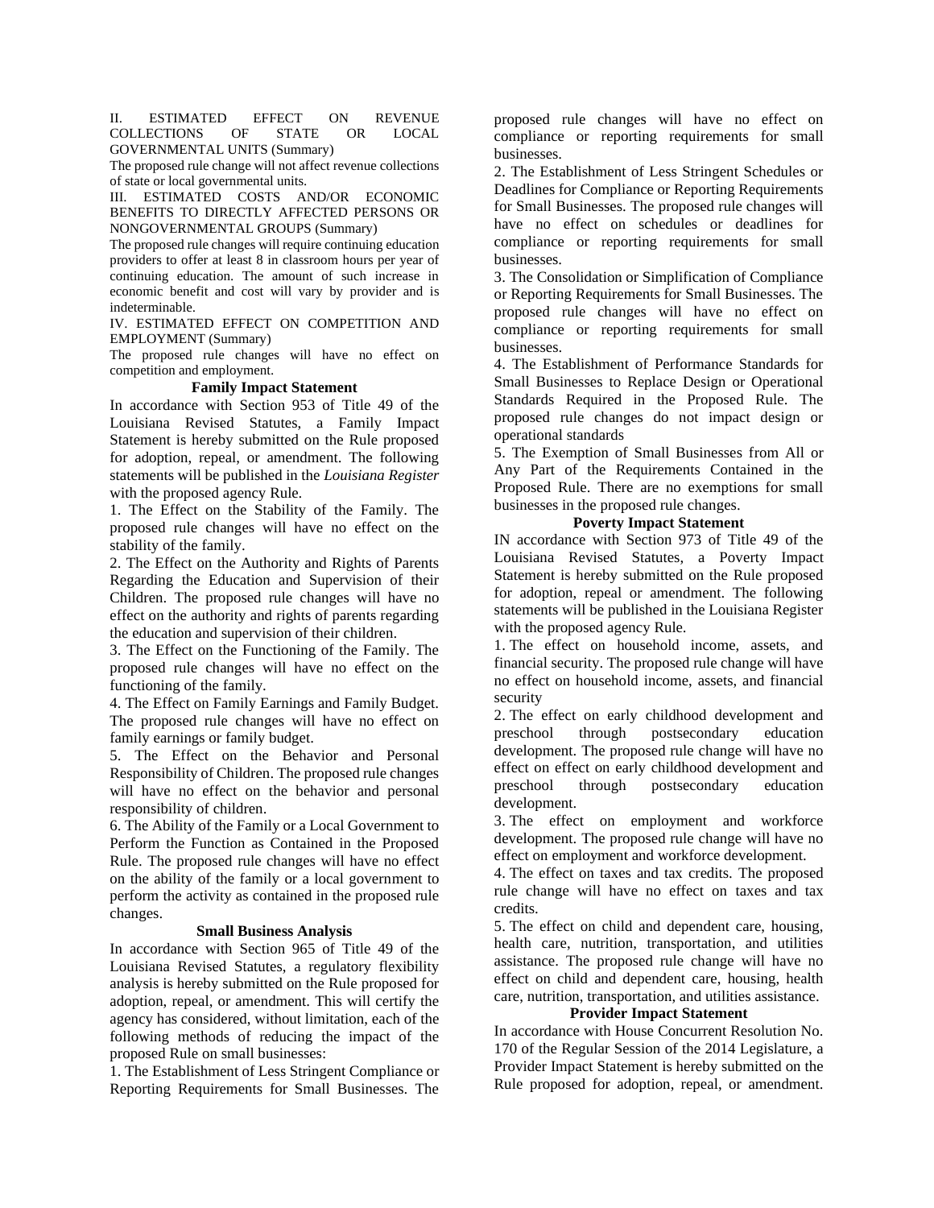II. ESTIMATED EFFECT ON REVENUE COLLECTIONS OF STATE OR LOCAL GOVERNMENTAL UNITS (Summary)

The proposed rule change will not affect revenue collections of state or local governmental units.

III. ESTIMATED COSTS AND/OR ECONOMIC BENEFITS TO DIRECTLY AFFECTED PERSONS OR NONGOVERNMENTAL GROUPS (Summary)

The proposed rule changes will require continuing education providers to offer at least 8 in classroom hours per year of continuing education. The amount of such increase in economic benefit and cost will vary by provider and is indeterminable.

IV. ESTIMATED EFFECT ON COMPETITION AND EMPLOYMENT (Summary)

The proposed rule changes will have no effect on competition and employment.

**Family Impact Statement**

In accordance with Section 953 of Title 49 of the Louisiana Revised Statutes, a Family Impact Statement is hereby submitted on the Rule proposed for adoption, repeal, or amendment. The following statements will be published in the *Louisiana Register* with the proposed agency Rule.

1. The Effect on the Stability of the Family. The proposed rule changes will have no effect on the stability of the family.

2. The Effect on the Authority and Rights of Parents Regarding the Education and Supervision of their Children. The proposed rule changes will have no effect on the authority and rights of parents regarding the education and supervision of their children.

3. The Effect on the Functioning of the Family. The proposed rule changes will have no effect on the functioning of the family.

4. The Effect on Family Earnings and Family Budget. The proposed rule changes will have no effect on family earnings or family budget.

5. The Effect on the Behavior and Personal Responsibility of Children. The proposed rule changes will have no effect on the behavior and personal responsibility of children.

6. The Ability of the Family or a Local Government to Perform the Function as Contained in the Proposed Rule. The proposed rule changes will have no effect on the ability of the family or a local government to perform the activity as contained in the proposed rule changes.

**Small Business Analysis**

In accordance with Section 965 of Title 49 of the Louisiana Revised Statutes, a regulatory flexibility analysis is hereby submitted on the Rule proposed for adoption, repeal, or amendment. This will certify the agency has considered, without limitation, each of the following methods of reducing the impact of the proposed Rule on small businesses:

1. The Establishment of Less Stringent Compliance or Reporting Requirements for Small Businesses. The proposed rule changes will have no effect on compliance or reporting requirements for small businesses.

2. The Establishment of Less Stringent Schedules or Deadlines for Compliance or Reporting Requirements for Small Businesses. The proposed rule changes will have no effect on schedules or deadlines for compliance or reporting requirements for small businesses.

3. The Consolidation or Simplification of Compliance or Reporting Requirements for Small Businesses. The proposed rule changes will have no effect on compliance or reporting requirements for small businesses.

4. The Establishment of Performance Standards for Small Businesses to Replace Design or Operational Standards Required in the Proposed Rule. The proposed rule changes do not impact design or operational standards

5. The Exemption of Small Businesses from All or Any Part of the Requirements Contained in the Proposed Rule. There are no exemptions for small businesses in the proposed rule changes.

**Poverty Impact Statement**

IN accordance with Section 973 of Title 49 of the Louisiana Revised Statutes, a Poverty Impact Statement is hereby submitted on the Rule proposed for adoption, repeal or amendment. The following statements will be published in the Louisiana Register with the proposed agency Rule.

1. The effect on household income, assets, and financial security. The proposed rule change will have no effect on household income, assets, and financial security

2. The effect on early childhood development and preschool through postsecondary education development. The proposed rule change will have no effect on effect on early childhood development and preschool through postsecondary education development.

3. The effect on employment and workforce development. The proposed rule change will have no effect on employment and workforce development.

4. The effect on taxes and tax credits. The proposed rule change will have no effect on taxes and tax credits.

5. The effect on child and dependent care, housing, health care, nutrition, transportation, and utilities assistance. The proposed rule change will have no effect on child and dependent care, housing, health care, nutrition, transportation, and utilities assistance.

**Provider Impact Statement**

In accordance with House Concurrent Resolution No. 170 of the Regular Session of the 2014 Legislature, a Provider Impact Statement is hereby submitted on the Rule proposed for adoption, repeal, or amendment.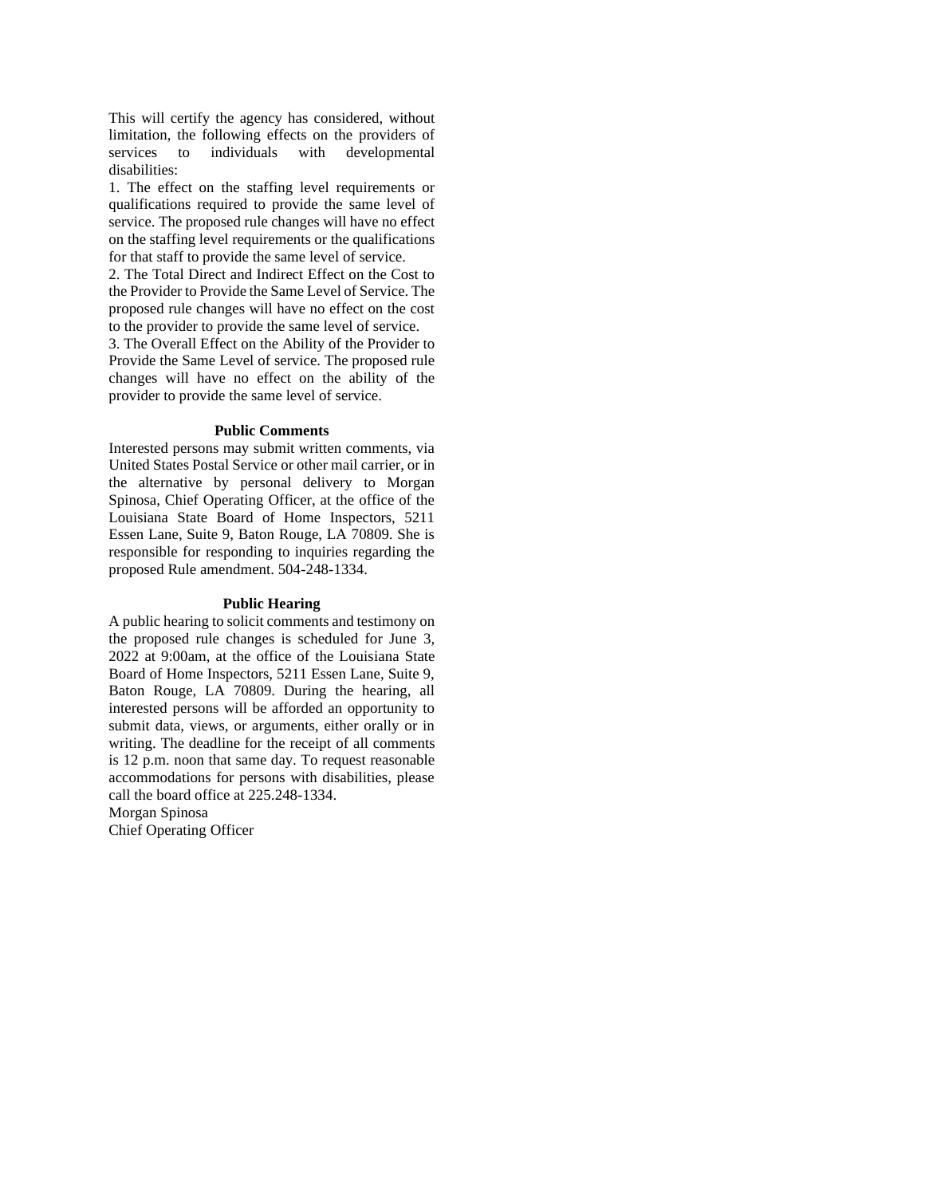This will certify the agency has considered, without limitation, the following effects on the providers of services to individuals with developmental disabilities:

1. The effect on the staffing level requirements or qualifications required to provide the same level of service. The proposed rule changes will have no effect on the staffing level requirements or the qualifications for that staff to provide the same level of service.

2. The Total Direct and Indirect Effect on the Cost to the Provider to Provide the Same Level of Service. The proposed rule changes will have no effect on the cost to the provider to provide the same level of service.

3. The Overall Effect on the Ability of the Provider to Provide the Same Level of service. The proposed rule changes will have no effect on the ability of the provider to provide the same level of service.

**Public Comments**

Interested persons may submit written comments, via United States Postal Service or other mail carrier, or in the alternative by personal delivery to Morgan Spinosa, Chief Operating Officer, at the office of the Louisiana State Board of Home Inspectors, 5211 Essen Lane, Suite 9, Baton Rouge, LA 70809. She is responsible for responding to inquiries regarding the proposed Rule amendment. 504-248-1334.

**Public Hearing**

A public hearing to solicit comments and testimony on the proposed rule changes is scheduled for June 3, 2022 at 9:00am, at the office of the Louisiana State Board of Home Inspectors, 5211 Essen Lane, Suite 9, Baton Rouge, LA 70809. During the hearing, all interested persons will be afforded an opportunity to submit data, views, or arguments, either orally or in writing. The deadline for the receipt of all comments is 12 p.m. noon that same day. To request reasonable accommodations for persons with disabilities, please call the board office at 225.248-1334.

Morgan Spinosa
Chief Operating Officer